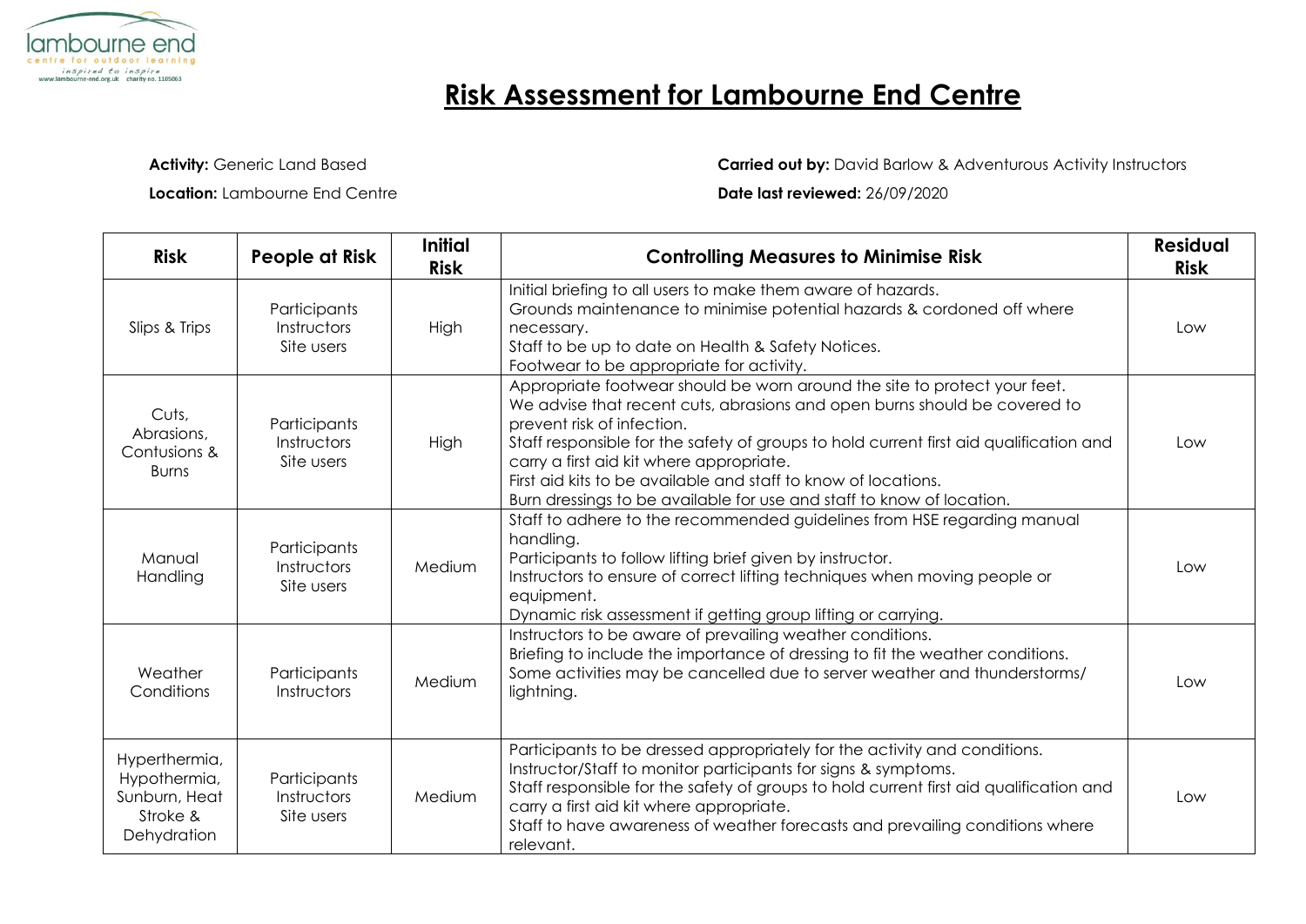lambourne end
centre for outdoor learning
inspired to inspire
www.lambourne-end.org.uk charity no. 1105063

# Risk Assessment for Lambourne End Centre

**Activity:** Generic Land Based

**Location:** Lambourne End Centre

**Carried out by:** David Barlow & Adventurous Activity Instructors

**Date last reviewed:** 26/09/2020

| Risk | People at Risk | Initial Risk | Controlling Measures to Minimise Risk | Residual Risk |
|---|---|---|---|---|
| Slips & Trips | Participants<br>Instructors<br>Site users | High | Initial briefing to all users to make them aware of hazards.<br>Grounds maintenance to minimise potential hazards & cordoned off where necessary.<br>Staff to be up to date on Health & Safety Notices.<br>Footwear to be appropriate for activity. | Low |
| Cuts, Abrasions, Contusions & Burns | Participants<br>Instructors<br>Site users | High | Appropriate footwear should be worn around the site to protect your feet.<br>We advise that recent cuts, abrasions and open burns should be covered to prevent risk of infection.<br>Staff responsible for the safety of groups to hold current first aid qualification and carry a first aid kit where appropriate.<br>First aid kits to be available and staff to know of locations.<br>Burn dressings to be available for use and staff to know of location. | Low |
| Manual Handling | Participants<br>Instructors<br>Site users | Medium | Staff to adhere to the recommended guidelines from HSE regarding manual handling.<br>Participants to follow lifting brief given by instructor.<br>Instructors to ensure of correct lifting techniques when moving people or equipment.<br>Dynamic risk assessment if getting group lifting or carrying. | Low |
| Weather Conditions | Participants<br>Instructors | Medium | Instructors to be aware of prevailing weather conditions.<br>Briefing to include the importance of dressing to fit the weather conditions.<br>Some activities may be cancelled due to server weather and thunderstorms/ lightning. | Low |
| Hyperthermia, Hypothermia, Sunburn, Heat Stroke & Dehydration | Participants<br>Instructors<br>Site users | Medium | Participants to be dressed appropriately for the activity and conditions.<br>Instructor/Staff to monitor participants for signs & symptoms.<br>Staff responsible for the safety of groups to hold current first aid qualification and carry a first aid kit where appropriate.<br>Staff to have awareness of weather forecasts and prevailing conditions where relevant. | Low |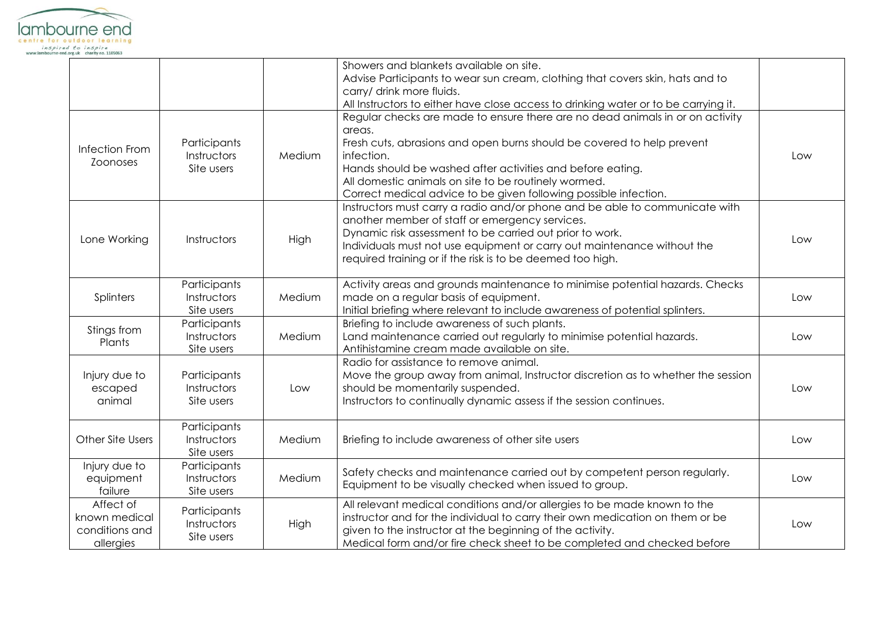| | | | | |
|---|---|---|---|---|
| | | | Showers and blankets available on site.<br>Advise Participants to wear sun cream, clothing that covers skin, hats and to carry/ drink more fluids.<br>All Instructors to either have close access to drinking water or to be carrying it. | |
| Infection From Zoonoses | Participants<br>Instructors<br>Site users | Medium | Regular checks are made to ensure there are no dead animals in or on activity areas.<br>Fresh cuts, abrasions and open burns should be covered to help prevent infection.<br>Hands should be washed after activities and before eating.<br>All domestic animals on site to be routinely wormed.<br>Correct medical advice to be given following possible infection. | Low |
| Lone Working | Instructors | High | Instructors must carry a radio and/or phone and be able to communicate with another member of staff or emergency services.<br>Dynamic risk assessment to be carried out prior to work.<br>Individuals must not use equipment or carry out maintenance without the required training or if the risk is to be deemed too high. | Low |
| Splinters | Participants<br>Instructors<br>Site users | Medium | Activity areas and grounds maintenance to minimise potential hazards. Checks made on a regular basis of equipment.<br>Initial briefing where relevant to include awareness of potential splinters. | Low |
| Stings from Plants | Participants<br>Instructors<br>Site users | Medium | Briefing to include awareness of such plants.<br>Land maintenance carried out regularly to minimise potential hazards.<br>Antihistamine cream made available on site. | Low |
| Injury due to escaped animal | Participants<br>Instructors<br>Site users | Low | Radio for assistance to remove animal.<br>Move the group away from animal, Instructor discretion as to whether the session should be momentarily suspended.<br>Instructors to continually dynamic assess if the session continues. | Low |
| Other Site Users | Participants<br>Instructors<br>Site users | Medium | Briefing to include awareness of other site users | Low |
| Injury due to equipment failure | Participants<br>Instructors<br>Site users | Medium | Safety checks and maintenance carried out by competent person regularly.<br>Equipment to be visually checked when issued to group. | Low |
| Affect of known medical conditions and allergies | Participants<br>Instructors<br>Site users | High | All relevant medical conditions and/or allergies to be made known to the instructor and for the individual to carry their own medication on them or be given to the instructor at the beginning of the activity.<br>Medical form and/or fire check sheet to be completed and checked before | Low |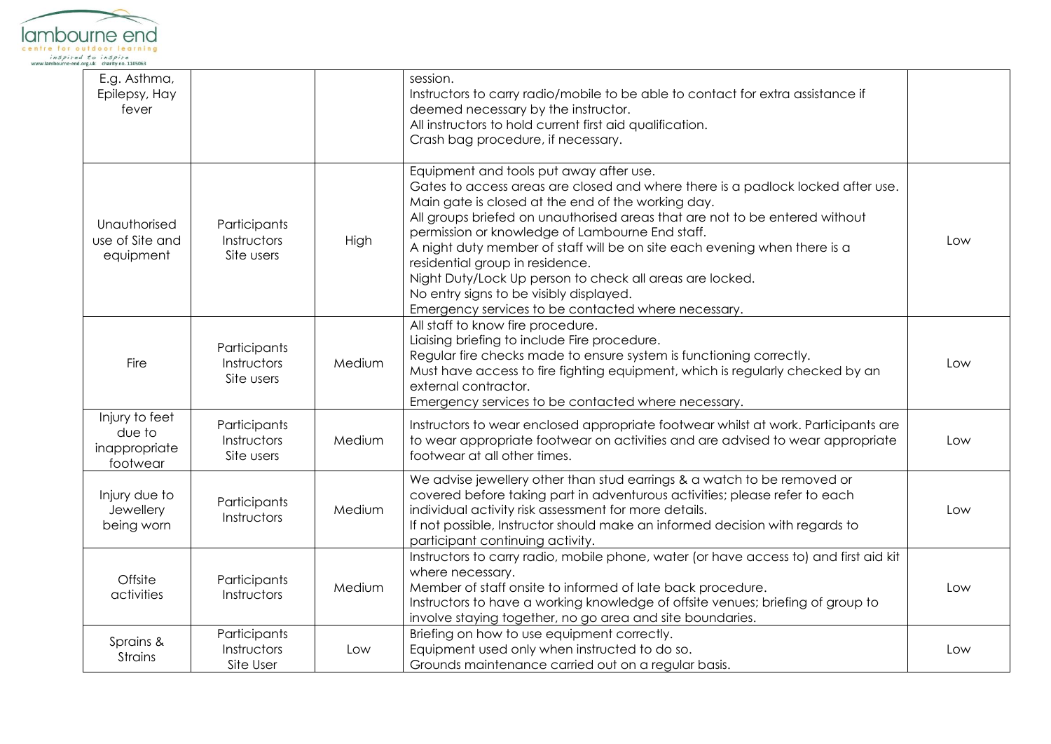| | | | | |
|---|---|---|---|---|
| E.g. Asthma, Epilepsy, Hay fever | | | session.<br>Instructors to carry radio/mobile to be able to contact for extra assistance if deemed necessary by the instructor.<br>All instructors to hold current first aid qualification.<br>Crash bag procedure, if necessary. | |
| Unauthorised use of Site and equipment | Participants<br>Instructors<br>Site users | High | Equipment and tools put away after use.<br>Gates to access areas are closed and where there is a padlock locked after use.<br>Main gate is closed at the end of the working day.<br>All groups briefed on unauthorised areas that are not to be entered without permission or knowledge of Lambourne End staff.<br>A night duty member of staff will be on site each evening when there is a residential group in residence.<br>Night Duty/Lock Up person to check all areas are locked.<br>No entry signs to be visibly displayed.<br>Emergency services to be contacted where necessary. | Low |
| Fire | Participants<br>Instructors<br>Site users | Medium | All staff to know fire procedure.<br>Liaising briefing to include Fire procedure.<br>Regular fire checks made to ensure system is functioning correctly.<br>Must have access to fire fighting equipment, which is regularly checked by an external contractor.<br>Emergency services to be contacted where necessary. | Low |
| Injury to feet due to inappropriate footwear | Participants<br>Instructors<br>Site users | Medium | Instructors to wear enclosed appropriate footwear whilst at work. Participants are to wear appropriate footwear on activities and are advised to wear appropriate footwear at all other times. | Low |
| Injury due to Jewellery being worn | Participants<br>Instructors | Medium | We advise jewellery other than stud earrings & a watch to be removed or covered before taking part in adventurous activities; please refer to each individual activity risk assessment for more details.<br>If not possible, Instructor should make an informed decision with regards to participant continuing activity. | Low |
| Offsite activities | Participants<br>Instructors | Medium | Instructors to carry radio, mobile phone, water (or have access to) and first aid kit where necessary.<br>Member of staff onsite to informed of late back procedure.<br>Instructors to have a working knowledge of offsite venues; briefing of group to involve staying together, no go area and site boundaries. | Low |
| Sprains & Strains | Participants<br>Instructors<br>Site User | Low | Briefing on how to use equipment correctly.<br>Equipment used only when instructed to do so.<br>Grounds maintenance carried out on a regular basis. | Low |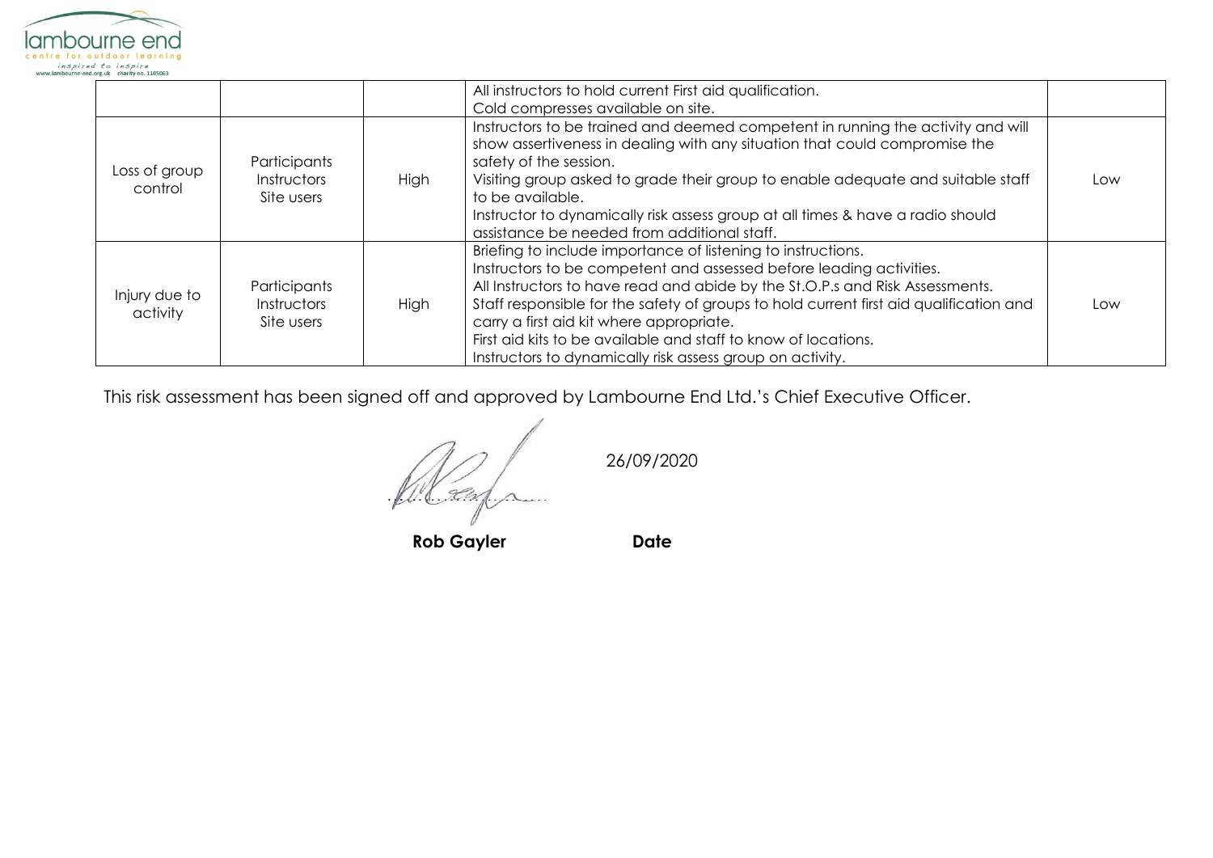| | | | | |
|---|---|---|---|---|
| | | | All instructors to hold current First aid qualification.<br>Cold compresses available on site. | |
| Loss of group control | Participants<br>Instructors<br>Site users | High | Instructors to be trained and deemed competent in running the activity and will show assertiveness in dealing with any situation that could compromise the safety of the session.<br>Visiting group asked to grade their group to enable adequate and suitable staff to be available.<br>Instructor to dynamically risk assess group at all times & have a radio should assistance be needed from additional staff. | Low |
| Injury due to activity | Participants<br>Instructors<br>Site users | High | Briefing to include importance of listening to instructions.<br>Instructors to be competent and assessed before leading activities.<br>All Instructors to have read and abide by the St.O.P.s and Risk Assessments.<br>Staff responsible for the safety of groups to hold current first aid qualification and carry a first aid kit where appropriate.<br>First aid kits to be available and staff to know of locations.<br>Instructors to dynamically risk assess group on activity. | Low |

This risk assessment has been signed off and approved by Lambourne End Ltd.'s Chief Executive Officer.

26/09/2020

**Rob Gayler** **Date**